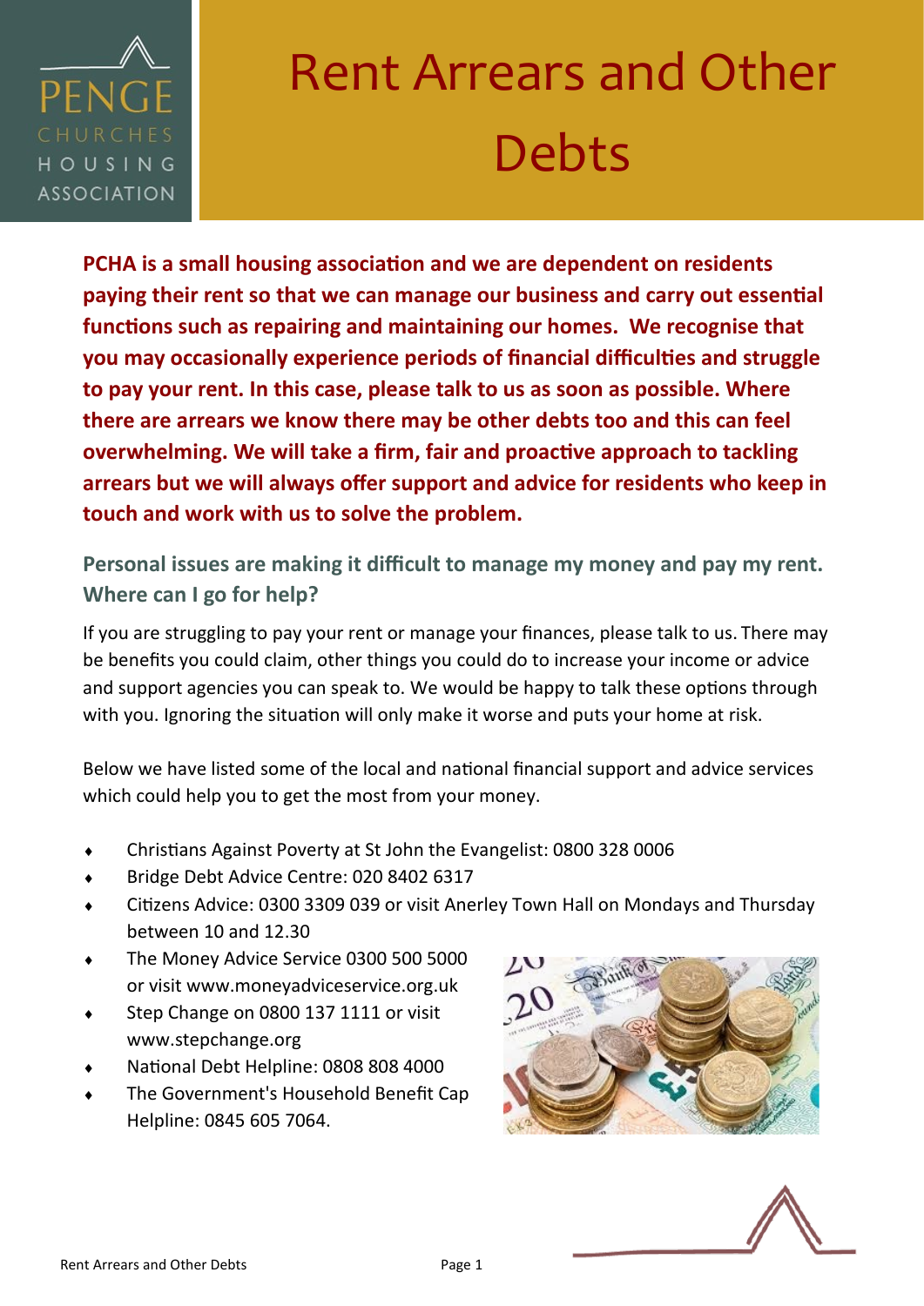PENGE CHURCHES HOUSING ASSOCIATION

# Rent Arrears and Other Debts

**PCHA is a small housing association and we are dependent on residents paying their rent so that we can manage our business and carry out essential functions such as repairing and maintaining our homes. We recognise that you may occasionally experience periods of financial difficulties and struggle to pay your rent. In this case, please talk to us as soon as possible. Where there are arrears we know there may be other debts too and this can feel overwhelming. We will take a firm, fair and proactive approach to tackling arrears but we will always offer support and advice for residents who keep in touch and work with us to solve the problem.**

## Personal issues are making it difficult to manage my money and pay my rent. Where can I go for help?

If you are struggling to pay your rent or manage your finances, please talk to us. There may be benefits you could claim, other things you could do to increase your income or advice and support agencies you can speak to. We would be happy to talk these options through with you. Ignoring the situation will only make it worse and puts your home at risk.

Below we have listed some of the local and national financial support and advice services which could help you to get the most from your money.

- Christians Against Poverty at St John the Evangelist: 0800 328 0006
- Bridge Debt Advice Centre: 020 8402 6317
- Citizens Advice: 0300 3309 039 or visit Anerley Town Hall on Mondays and Thursday between 10 and 12.30
- The Money Advice Service 0300 500 5000 or visit www.moneyadviceservice.org.uk
- Step Change on 0800 137 1111 or visit www.stepchange.org
- National Debt Helpline: 0808 808 4000
- The Government's Household Benefit Cap Helpline: 0845 605 7064.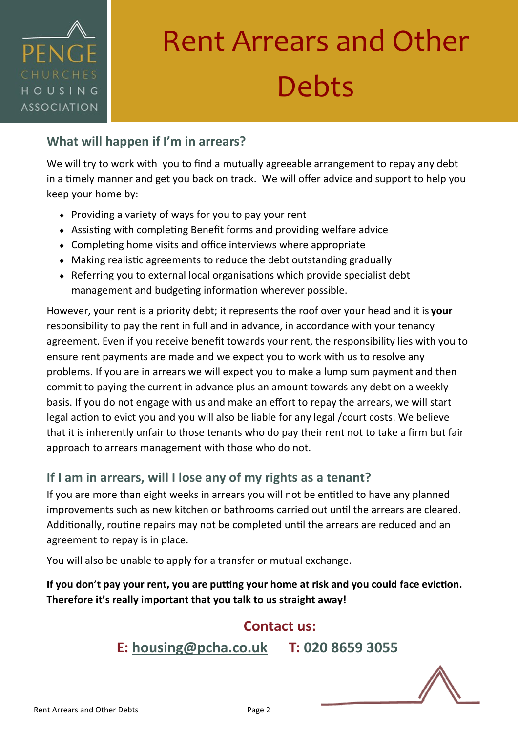# Rent Arrears and Other Debts

## What will happen if I'm in arrears?

We will try to work with you to find a mutually agreeable arrangement to repay any debt in a timely manner and get you back on track. We will offer advice and support to help you keep your home by:

- Providing a variety of ways for you to pay your rent
- Assisting with completing Benefit forms and providing welfare advice
- Completing home visits and office interviews where appropriate
- Making realistic agreements to reduce the debt outstanding gradually
- Referring you to external local organisations which provide specialist debt management and budgeting information wherever possible.

However, your rent is a priority debt; it represents the roof over your head and it is **your** responsibility to pay the rent in full and in advance, in accordance with your tenancy agreement. Even if you receive benefit towards your rent, the responsibility lies with you to ensure rent payments are made and we expect you to work with us to resolve any problems. If you are in arrears we will expect you to make a lump sum payment and then commit to paying the current in advance plus an amount towards any debt on a weekly basis. If you do not engage with us and make an effort to repay the arrears, we will start legal action to evict you and you will also be liable for any legal /court costs. We believe that it is inherently unfair to those tenants who do pay their rent not to take a firm but fair approach to arrears management with those who do not.

## If I am in arrears, will I lose any of my rights as a tenant?

If you are more than eight weeks in arrears you will not be entitled to have any planned improvements such as new kitchen or bathrooms carried out until the arrears are cleared. Additionally, routine repairs may not be completed until the arrears are reduced and an agreement to repay is in place.

You will also be unable to apply for a transfer or mutual exchange.

**If you don't pay your rent, you are putting your home at risk and you could face eviction. Therefore it's really important that you talk to us straight away!**

**Contact us:**

**E: housing@pcha.co.uk T: 020 8659 3055**